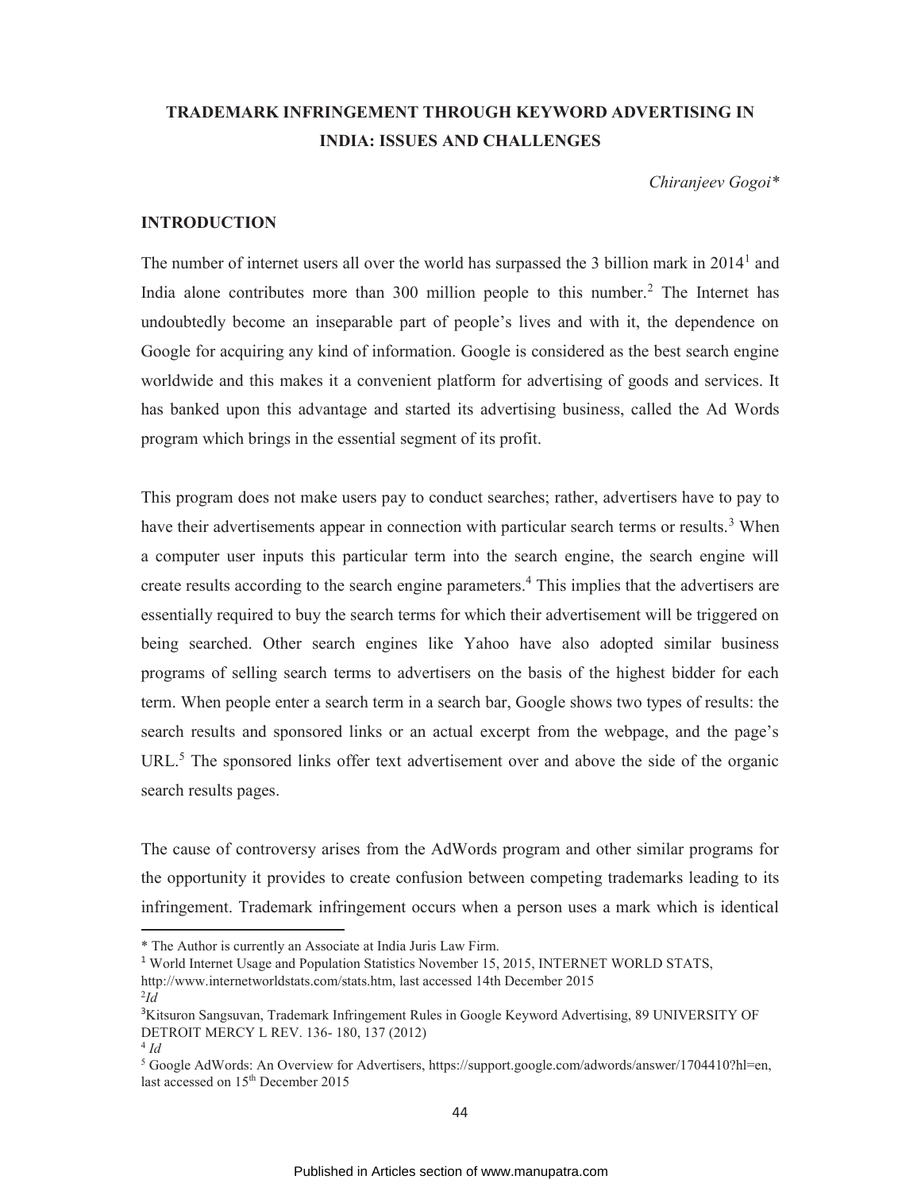# TRADEMARK INFRINGEMENT THROUGH KEYWORD ADVERTISING IN INDIA: ISSUES AND CHALLENGES

*Chiranjeev Gogoi**

## INTRODUCTION

The number of internet users all over the world has surpassed the 3 billion mark in 2014[1] and India alone contributes more than 300 million people to this number.[2] The Internet has undoubtedly become an inseparable part of people's lives and with it, the dependence on Google for acquiring any kind of information. Google is considered as the best search engine worldwide and this makes it a convenient platform for advertising of goods and services. It has banked upon this advantage and started its advertising business, called the Ad Words program which brings in the essential segment of its profit.

This program does not make users pay to conduct searches; rather, advertisers have to pay to have their advertisements appear in connection with particular search terms or results.[3] When a computer user inputs this particular term into the search engine, the search engine will create results according to the search engine parameters.[4] This implies that the advertisers are essentially required to buy the search terms for which their advertisement will be triggered on being searched. Other search engines like Yahoo have also adopted similar business programs of selling search terms to advertisers on the basis of the highest bidder for each term. When people enter a search term in a search bar, Google shows two types of results: the search results and sponsored links or an actual excerpt from the webpage, and the page's URL.[5] The sponsored links offer text advertisement over and above the side of the organic search results pages.

The cause of controversy arises from the AdWords program and other similar programs for the opportunity it provides to create confusion between competing trademarks leading to its infringement. Trademark infringement occurs when a person uses a mark which is identical

---

* The Author is currently an Associate at India Juris Law Firm.

[1] World Internet Usage and Population Statistics November 15, 2015, INTERNET WORLD STATS, http://www.internetworldstats.com/stats.htm, last accessed 14th December 2015

[2] *Id*

[3] Kitsuron Sangsuvan, Trademark Infringement Rules in Google Keyword Advertising, 89 UNIVERSITY OF DETROIT MERCY L REV. 136- 180, 137 (2012)

[4] *Id*

[5] Google AdWords: An Overview for Advertisers, https://support.google.com/adwords/answer/1704410?hl=en, last accessed on 15th December 2015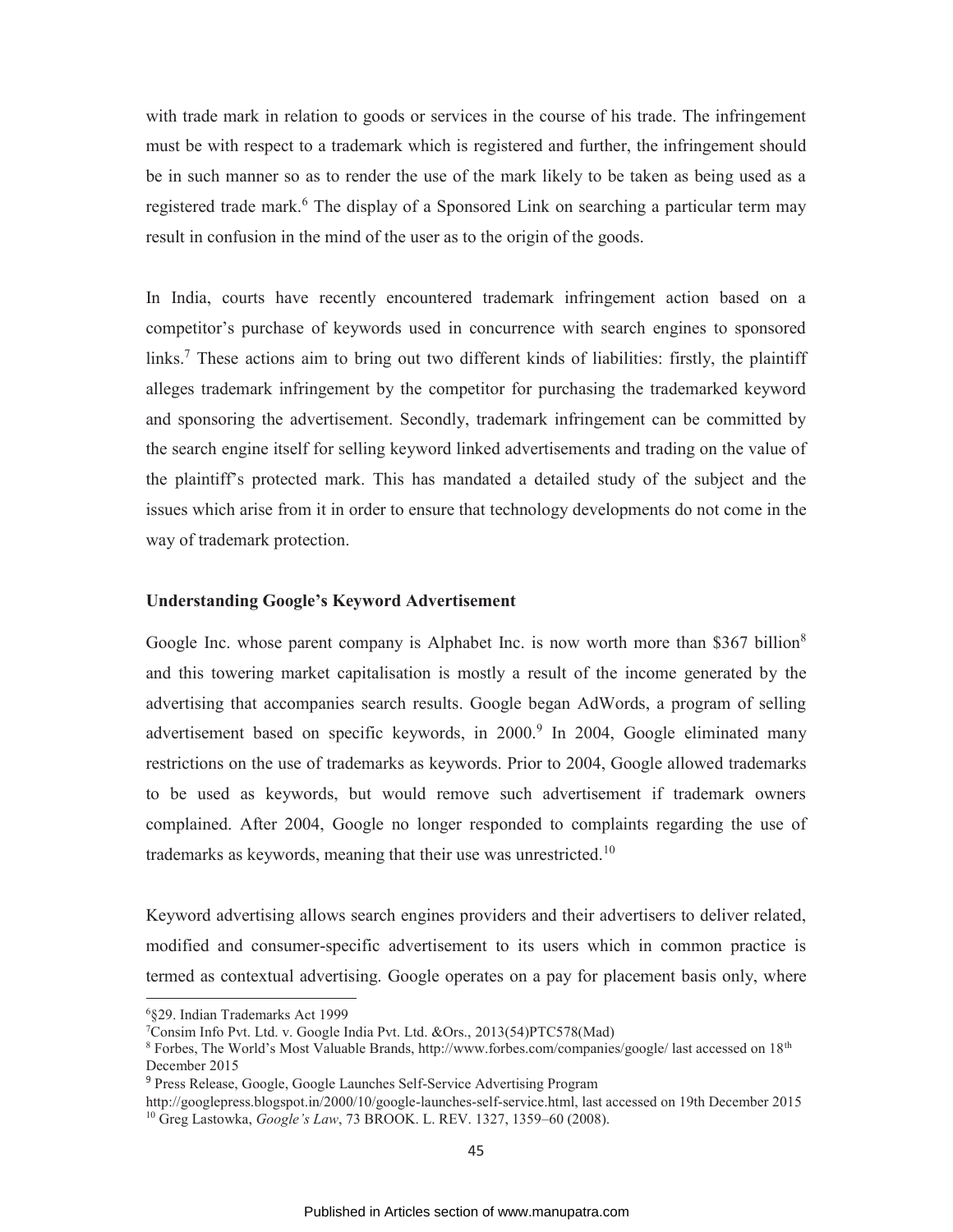with trade mark in relation to goods or services in the course of his trade. The infringement must be with respect to a trademark which is registered and further, the infringement should be in such manner so as to render the use of the mark likely to be taken as being used as a registered trade mark.[6] The display of a Sponsored Link on searching a particular term may result in confusion in the mind of the user as to the origin of the goods.

In India, courts have recently encountered trademark infringement action based on a competitor's purchase of keywords used in concurrence with search engines to sponsored links.[7] These actions aim to bring out two different kinds of liabilities: firstly, the plaintiff alleges trademark infringement by the competitor for purchasing the trademarked keyword and sponsoring the advertisement. Secondly, trademark infringement can be committed by the search engine itself for selling keyword linked advertisements and trading on the value of the plaintiff's protected mark. This has mandated a detailed study of the subject and the issues which arise from it in order to ensure that technology developments do not come in the way of trademark protection.

**Understanding Google's Keyword Advertisement**

Google Inc. whose parent company is Alphabet Inc. is now worth more than $367 billion[8] and this towering market capitalisation is mostly a result of the income generated by the advertising that accompanies search results. Google began AdWords, a program of selling advertisement based on specific keywords, in 2000.[9] In 2004, Google eliminated many restrictions on the use of trademarks as keywords. Prior to 2004, Google allowed trademarks to be used as keywords, but would remove such advertisement if trademark owners complained. After 2004, Google no longer responded to complaints regarding the use of trademarks as keywords, meaning that their use was unrestricted.[10]

Keyword advertising allows search engines providers and their advertisers to deliver related, modified and consumer-specific advertisement to its users which in common practice is termed as contextual advertising. Google operates on a pay for placement basis only, where

---

[6] §29. Indian Trademarks Act 1999

[7] Consim Info Pvt. Ltd. v. Google India Pvt. Ltd. &Ors., 2013(54)PTC578(Mad)

[8] Forbes, The World's Most Valuable Brands, http://www.forbes.com/companies/google/ last accessed on 18th December 2015

[9] Press Release, Google, Google Launches Self-Service Advertising Program http://googlepress.blogspot.in/2000/10/google-launches-self-service.html, last accessed on 19th December 2015

[10] Greg Lastowka, *Google's Law*, 73 BROOK. L. REV. 1327, 1359–60 (2008).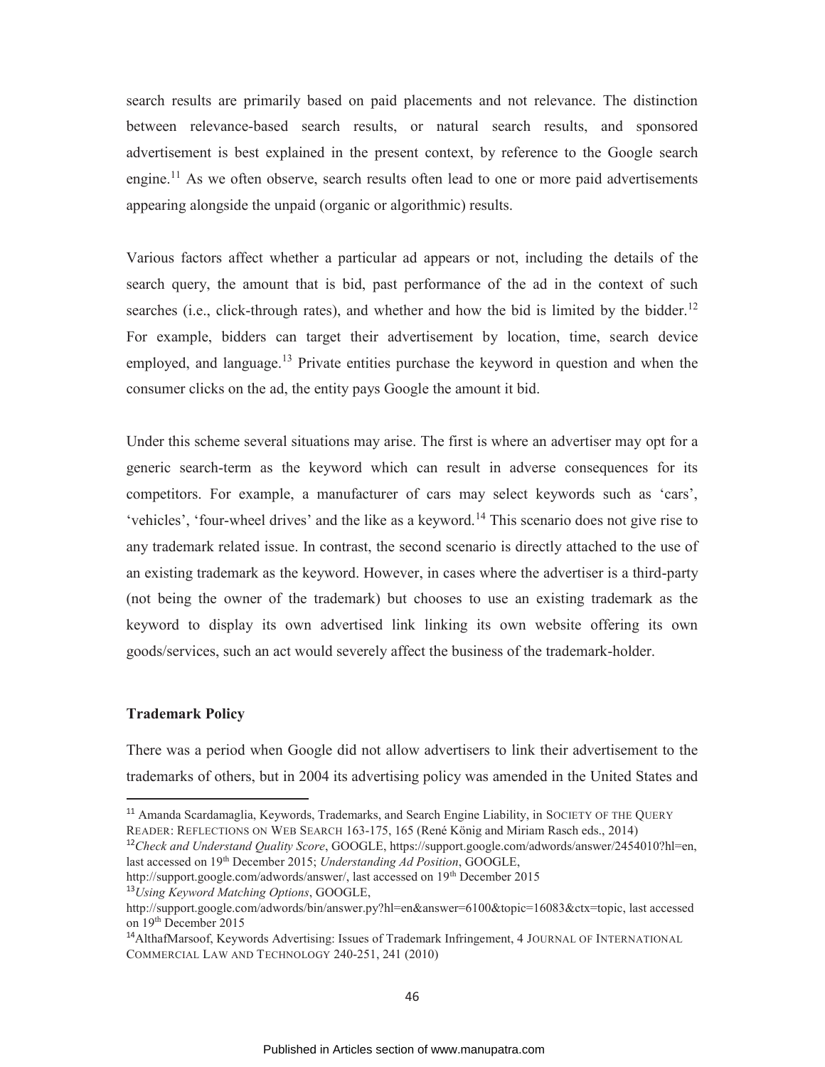search results are primarily based on paid placements and not relevance. The distinction between relevance-based search results, or natural search results, and sponsored advertisement is best explained in the present context, by reference to the Google search engine.[11] As we often observe, search results often lead to one or more paid advertisements appearing alongside the unpaid (organic or algorithmic) results.

Various factors affect whether a particular ad appears or not, including the details of the search query, the amount that is bid, past performance of the ad in the context of such searches (i.e., click-through rates), and whether and how the bid is limited by the bidder.[12] For example, bidders can target their advertisement by location, time, search device employed, and language.[13] Private entities purchase the keyword in question and when the consumer clicks on the ad, the entity pays Google the amount it bid.

Under this scheme several situations may arise. The first is where an advertiser may opt for a generic search-term as the keyword which can result in adverse consequences for its competitors. For example, a manufacturer of cars may select keywords such as 'cars', 'vehicles', 'four-wheel drives' and the like as a keyword.[14] This scenario does not give rise to any trademark related issue. In contrast, the second scenario is directly attached to the use of an existing trademark as the keyword. However, in cases where the advertiser is a third-party (not being the owner of the trademark) but chooses to use an existing trademark as the keyword to display its own advertised link linking its own website offering its own goods/services, such an act would severely affect the business of the trademark-holder.

**Trademark Policy**

There was a period when Google did not allow advertisers to link their advertisement to the trademarks of others, but in 2004 its advertising policy was amended in the United States and

---

[11] Amanda Scardamaglia, Keywords, Trademarks, and Search Engine Liability, in SOCIETY OF THE QUERY READER: REFLECTIONS ON WEB SEARCH 163-175, 165 (René König and Miriam Rasch eds., 2014)

[12] *Check and Understand Quality Score*, GOOGLE, https://support.google.com/adwords/answer/2454010?hl=en, last accessed on 19th December 2015; *Understanding Ad Position*, GOOGLE, http://support.google.com/adwords/answer/, last accessed on 19th December 2015

[13] *Using Keyword Matching Options*, GOOGLE, http://support.google.com/adwords/bin/answer.py?hl=en&answer=6100&topic=16083&ctx=topic, last accessed on 19th December 2015

[14] AlthafMarsoof, Keywords Advertising: Issues of Trademark Infringement, 4 JOURNAL OF INTERNATIONAL COMMERCIAL LAW AND TECHNOLOGY 240-251, 241 (2010)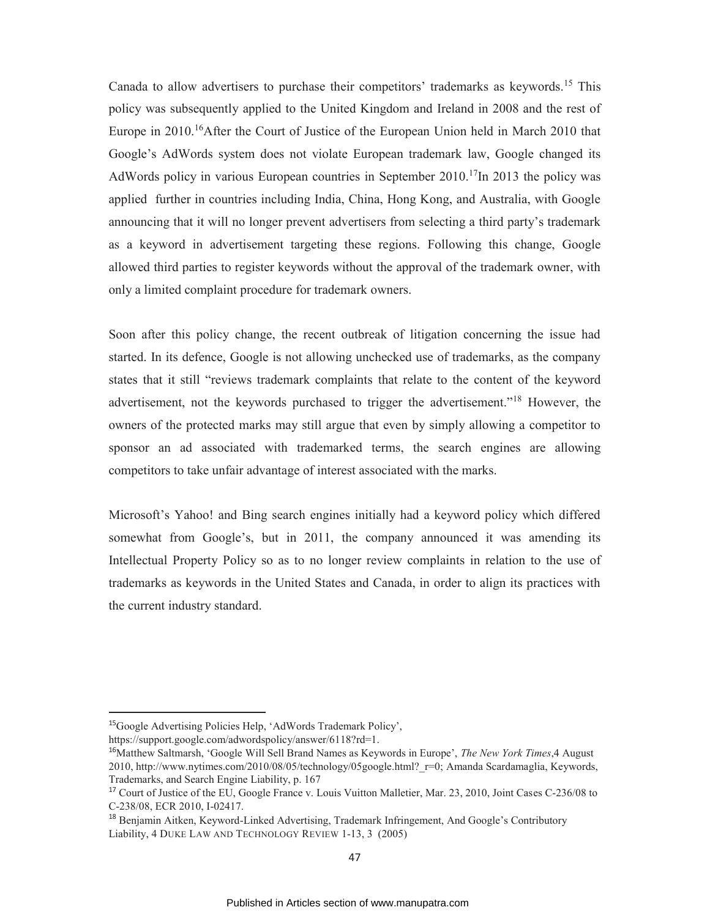Canada to allow advertisers to purchase their competitors' trademarks as keywords.[15] This policy was subsequently applied to the United Kingdom and Ireland in 2008 and the rest of Europe in 2010.[16]After the Court of Justice of the European Union held in March 2010 that Google's AdWords system does not violate European trademark law, Google changed its AdWords policy in various European countries in September 2010.[17]In 2013 the policy was applied further in countries including India, China, Hong Kong, and Australia, with Google announcing that it will no longer prevent advertisers from selecting a third party's trademark as a keyword in advertisement targeting these regions. Following this change, Google allowed third parties to register keywords without the approval of the trademark owner, with only a limited complaint procedure for trademark owners.

Soon after this policy change, the recent outbreak of litigation concerning the issue had started. In its defence, Google is not allowing unchecked use of trademarks, as the company states that it still "reviews trademark complaints that relate to the content of the keyword advertisement, not the keywords purchased to trigger the advertisement."[18] However, the owners of the protected marks may still argue that even by simply allowing a competitor to sponsor an ad associated with trademarked terms, the search engines are allowing competitors to take unfair advantage of interest associated with the marks.

Microsoft's Yahoo! and Bing search engines initially had a keyword policy which differed somewhat from Google's, but in 2011, the company announced it was amending its Intellectual Property Policy so as to no longer review complaints in relation to the use of trademarks as keywords in the United States and Canada, in order to align its practices with the current industry standard.

---

[15]Google Advertising Policies Help, 'AdWords Trademark Policy', https://support.google.com/adwordspolicy/answer/6118?rd=1.

[16]Matthew Saltmarsh, 'Google Will Sell Brand Names as Keywords in Europe', *The New York Times*,4 August 2010, http://www.nytimes.com/2010/08/05/technology/05google.html?_r=0; Amanda Scardamaglia, Keywords, Trademarks, and Search Engine Liability, p. 167

[17] Court of Justice of the EU, Google France v. Louis Vuitton Malletier, Mar. 23, 2010, Joint Cases C-236/08 to C-238/08, ECR 2010, I-02417.

[18] Benjamin Aitken, Keyword-Linked Advertising, Trademark Infringement, And Google's Contributory Liability, 4 DUKE LAW AND TECHNOLOGY REVIEW 1-13, 3 (2005)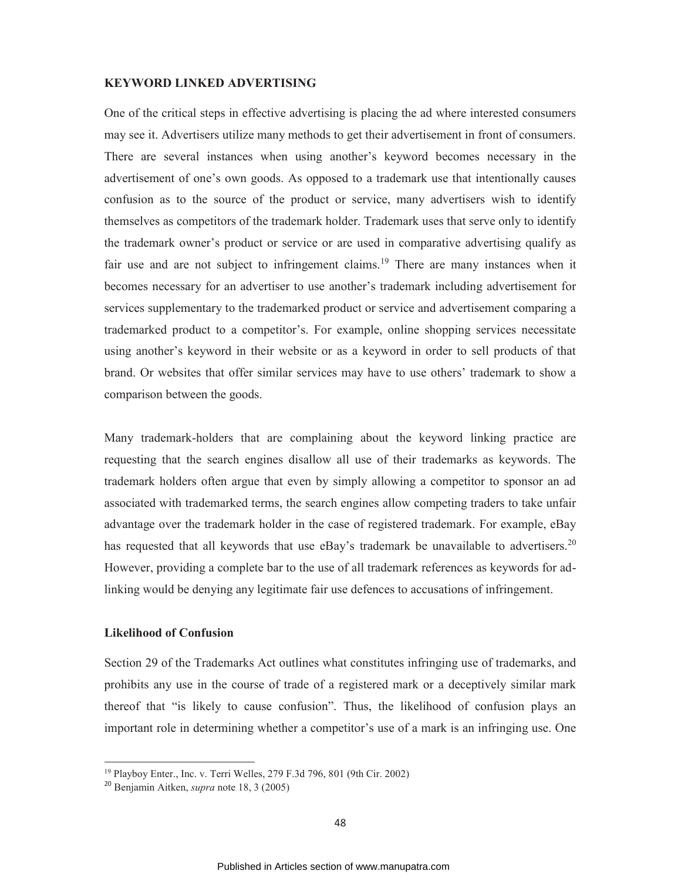**KEYWORD LINKED ADVERTISING**

One of the critical steps in effective advertising is placing the ad where interested consumers may see it. Advertisers utilize many methods to get their advertisement in front of consumers. There are several instances when using another's keyword becomes necessary in the advertisement of one's own goods. As opposed to a trademark use that intentionally causes confusion as to the source of the product or service, many advertisers wish to identify themselves as competitors of the trademark holder. Trademark uses that serve only to identify the trademark owner's product or service or are used in comparative advertising qualify as fair use and are not subject to infringement claims.[19] There are many instances when it becomes necessary for an advertiser to use another's trademark including advertisement for services supplementary to the trademarked product or service and advertisement comparing a trademarked product to a competitor's. For example, online shopping services necessitate using another's keyword in their website or as a keyword in order to sell products of that brand. Or websites that offer similar services may have to use others' trademark to show a comparison between the goods.

Many trademark-holders that are complaining about the keyword linking practice are requesting that the search engines disallow all use of their trademarks as keywords. The trademark holders often argue that even by simply allowing a competitor to sponsor an ad associated with trademarked terms, the search engines allow competing traders to take unfair advantage over the trademark holder in the case of registered trademark. For example, eBay has requested that all keywords that use eBay's trademark be unavailable to advertisers.[20] However, providing a complete bar to the use of all trademark references as keywords for ad-linking would be denying any legitimate fair use defences to accusations of infringement.

**Likelihood of Confusion**

Section 29 of the Trademarks Act outlines what constitutes infringing use of trademarks, and prohibits any use in the course of trade of a registered mark or a deceptively similar mark thereof that "is likely to cause confusion". Thus, the likelihood of confusion plays an important role in determining whether a competitor's use of a mark is an infringing use. One

---

[19] Playboy Enter., Inc. v. Terri Welles, 279 F.3d 796, 801 (9th Cir. 2002)

[20] Benjamin Aitken, *supra* note 18, 3 (2005)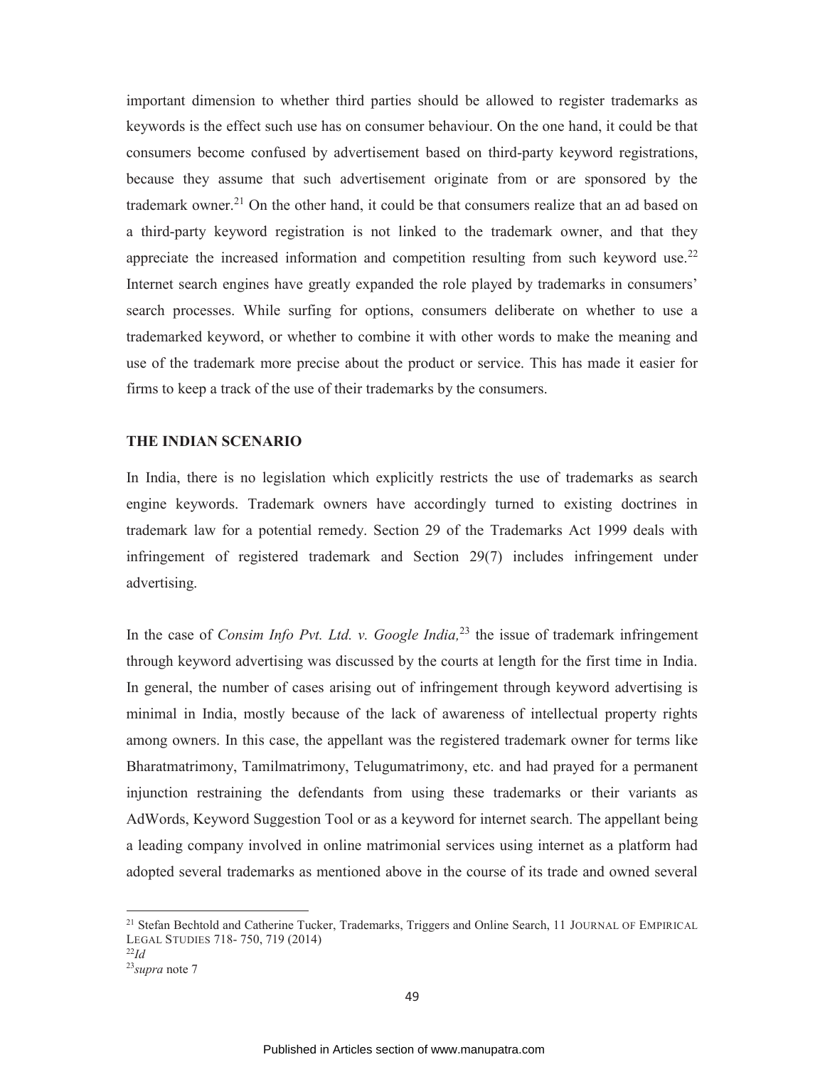important dimension to whether third parties should be allowed to register trademarks as keywords is the effect such use has on consumer behaviour. On the one hand, it could be that consumers become confused by advertisement based on third-party keyword registrations, because they assume that such advertisement originate from or are sponsored by the trademark owner.[21] On the other hand, it could be that consumers realize that an ad based on a third-party keyword registration is not linked to the trademark owner, and that they appreciate the increased information and competition resulting from such keyword use.[22] Internet search engines have greatly expanded the role played by trademarks in consumers' search processes. While surfing for options, consumers deliberate on whether to use a trademarked keyword, or whether to combine it with other words to make the meaning and use of the trademark more precise about the product or service. This has made it easier for firms to keep a track of the use of their trademarks by the consumers.

**THE INDIAN SCENARIO**

In India, there is no legislation which explicitly restricts the use of trademarks as search engine keywords. Trademark owners have accordingly turned to existing doctrines in trademark law for a potential remedy. Section 29 of the Trademarks Act 1999 deals with infringement of registered trademark and Section 29(7) includes infringement under advertising.

In the case of *Consim Info Pvt. Ltd. v. Google India,*[23] the issue of trademark infringement through keyword advertising was discussed by the courts at length for the first time in India. In general, the number of cases arising out of infringement through keyword advertising is minimal in India, mostly because of the lack of awareness of intellectual property rights among owners. In this case, the appellant was the registered trademark owner for terms like Bharatmatrimony, Tamilmatrimony, Telugumatrimony, etc. and had prayed for a permanent injunction restraining the defendants from using these trademarks or their variants as AdWords, Keyword Suggestion Tool or as a keyword for internet search. The appellant being a leading company involved in online matrimonial services using internet as a platform had adopted several trademarks as mentioned above in the course of its trade and owned several

---

[21] Stefan Bechtold and Catherine Tucker, Trademarks, Triggers and Online Search, 11 JOURNAL OF EMPIRICAL LEGAL STUDIES 718- 750, 719 (2014)

[22] *Id*

[23] *supra* note 7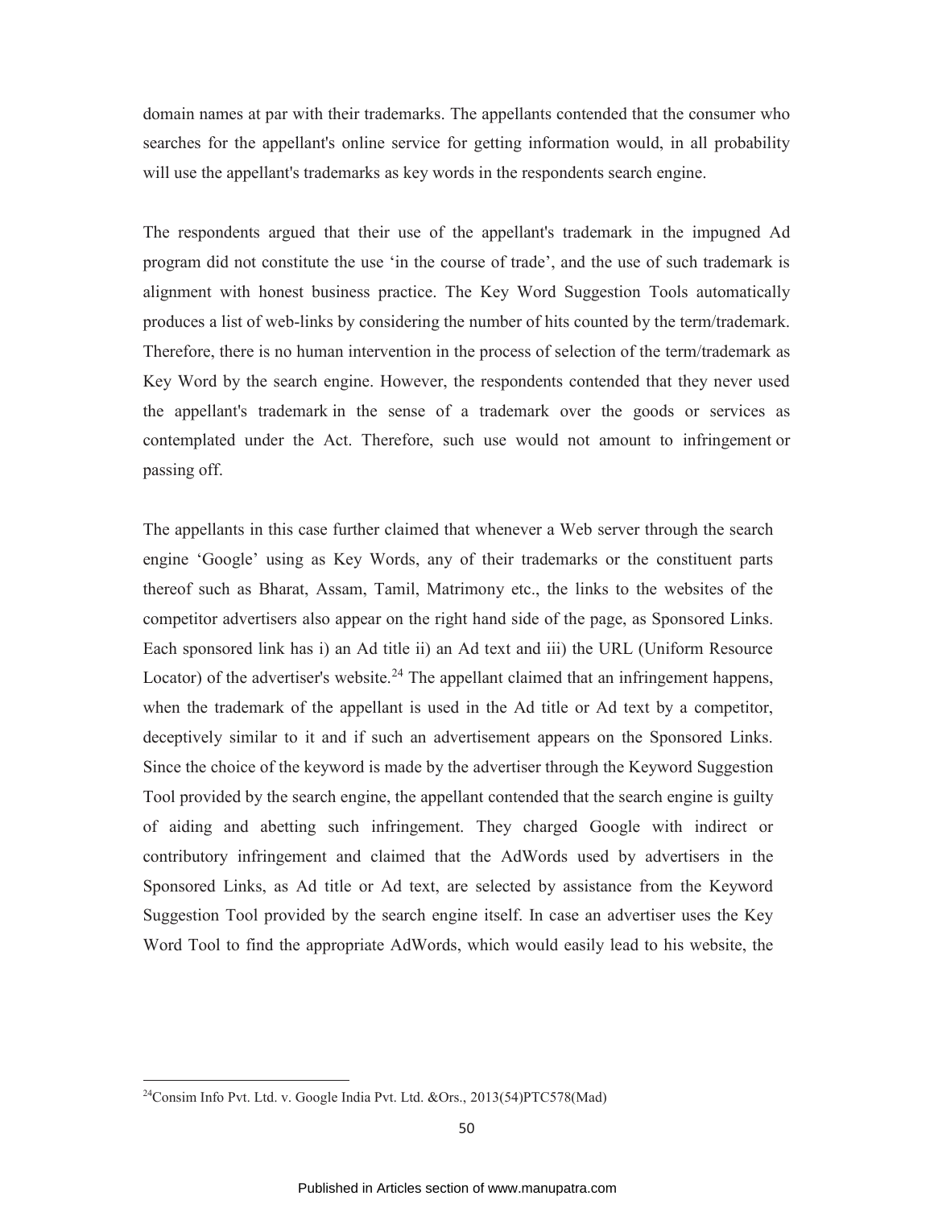domain names at par with their trademarks. The appellants contended that the consumer who searches for the appellant's online service for getting information would, in all probability will use the appellant's trademarks as key words in the respondents search engine.

The respondents argued that their use of the appellant's trademark in the impugned Ad program did not constitute the use 'in the course of trade', and the use of such trademark is alignment with honest business practice. The Key Word Suggestion Tools automatically produces a list of web-links by considering the number of hits counted by the term/trademark. Therefore, there is no human intervention in the process of selection of the term/trademark as Key Word by the search engine. However, the respondents contended that they never used the appellant's trademark in the sense of a trademark over the goods or services as contemplated under the Act. Therefore, such use would not amount to infringement or passing off.

The appellants in this case further claimed that whenever a Web server through the search engine 'Google' using as Key Words, any of their trademarks or the constituent parts thereof such as Bharat, Assam, Tamil, Matrimony etc., the links to the websites of the competitor advertisers also appear on the right hand side of the page, as Sponsored Links. Each sponsored link has i) an Ad title ii) an Ad text and iii) the URL (Uniform Resource Locator) of the advertiser's website.[24] The appellant claimed that an infringement happens, when the trademark of the appellant is used in the Ad title or Ad text by a competitor, deceptively similar to it and if such an advertisement appears on the Sponsored Links. Since the choice of the keyword is made by the advertiser through the Keyword Suggestion Tool provided by the search engine, the appellant contended that the search engine is guilty of aiding and abetting such infringement. They charged Google with indirect or contributory infringement and claimed that the AdWords used by advertisers in the Sponsored Links, as Ad title or Ad text, are selected by assistance from the Keyword Suggestion Tool provided by the search engine itself. In case an advertiser uses the Key Word Tool to find the appropriate AdWords, which would easily lead to his website, the

[24] Consim Info Pvt. Ltd. v. Google India Pvt. Ltd. &Ors., 2013(54)PTC578(Mad)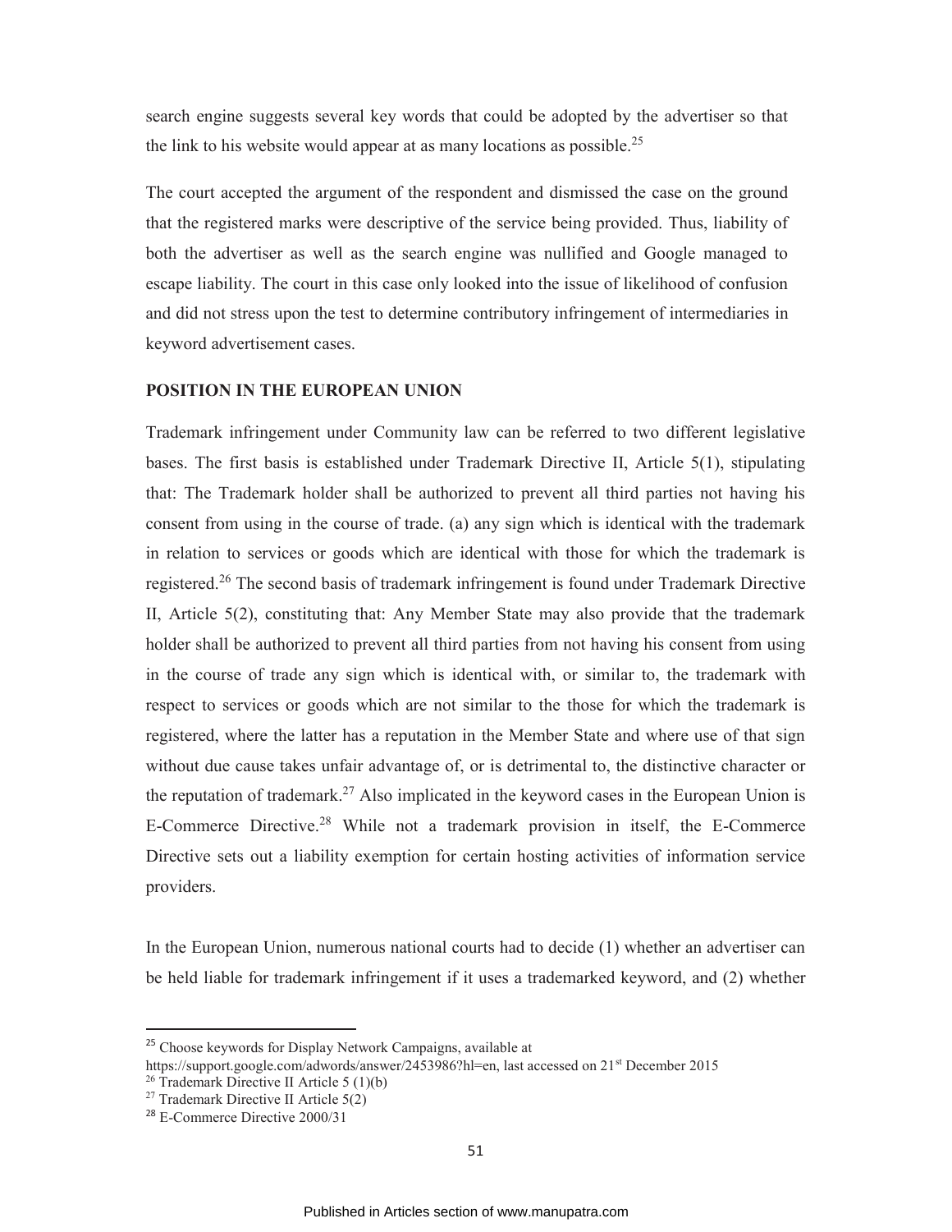search engine suggests several key words that could be adopted by the advertiser so that the link to his website would appear at as many locations as possible.[25]

The court accepted the argument of the respondent and dismissed the case on the ground that the registered marks were descriptive of the service being provided. Thus, liability of both the advertiser as well as the search engine was nullified and Google managed to escape liability. The court in this case only looked into the issue of likelihood of confusion and did not stress upon the test to determine contributory infringement of intermediaries in keyword advertisement cases.

**POSITION IN THE EUROPEAN UNION**

Trademark infringement under Community law can be referred to two different legislative bases. The first basis is established under Trademark Directive II, Article 5(1), stipulating that: The Trademark holder shall be authorized to prevent all third parties not having his consent from using in the course of trade. (a) any sign which is identical with the trademark in relation to services or goods which are identical with those for which the trademark is registered.[26] The second basis of trademark infringement is found under Trademark Directive II, Article 5(2), constituting that: Any Member State may also provide that the trademark holder shall be authorized to prevent all third parties from not having his consent from using in the course of trade any sign which is identical with, or similar to, the trademark with respect to services or goods which are not similar to the those for which the trademark is registered, where the latter has a reputation in the Member State and where use of that sign without due cause takes unfair advantage of, or is detrimental to, the distinctive character or the reputation of trademark.[27] Also implicated in the keyword cases in the European Union is E-Commerce Directive.[28] While not a trademark provision in itself, the E-Commerce Directive sets out a liability exemption for certain hosting activities of information service providers.

In the European Union, numerous national courts had to decide (1) whether an advertiser can be held liable for trademark infringement if it uses a trademarked keyword, and (2) whether

---

[25] Choose keywords for Display Network Campaigns, available at https://support.google.com/adwords/answer/2453986?hl=en, last accessed on 21st December 2015

[26] Trademark Directive II Article 5 (1)(b)

[27] Trademark Directive II Article 5(2)

[28] E-Commerce Directive 2000/31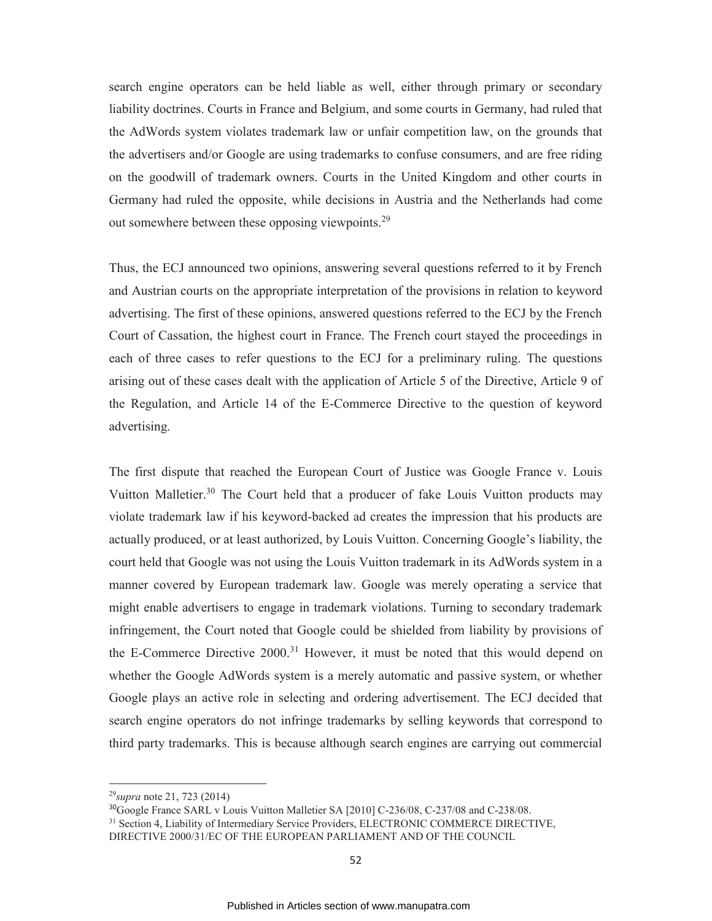search engine operators can be held liable as well, either through primary or secondary liability doctrines. Courts in France and Belgium, and some courts in Germany, had ruled that the AdWords system violates trademark law or unfair competition law, on the grounds that the advertisers and/or Google are using trademarks to confuse consumers, and are free riding on the goodwill of trademark owners. Courts in the United Kingdom and other courts in Germany had ruled the opposite, while decisions in Austria and the Netherlands had come out somewhere between these opposing viewpoints.[29]

Thus, the ECJ announced two opinions, answering several questions referred to it by French and Austrian courts on the appropriate interpretation of the provisions in relation to keyword advertising. The first of these opinions, answered questions referred to the ECJ by the French Court of Cassation, the highest court in France. The French court stayed the proceedings in each of three cases to refer questions to the ECJ for a preliminary ruling. The questions arising out of these cases dealt with the application of Article 5 of the Directive, Article 9 of the Regulation, and Article 14 of the E-Commerce Directive to the question of keyword advertising.

The first dispute that reached the European Court of Justice was Google France v. Louis Vuitton Malletier.[30] The Court held that a producer of fake Louis Vuitton products may violate trademark law if his keyword-backed ad creates the impression that his products are actually produced, or at least authorized, by Louis Vuitton. Concerning Google's liability, the court held that Google was not using the Louis Vuitton trademark in its AdWords system in a manner covered by European trademark law. Google was merely operating a service that might enable advertisers to engage in trademark violations. Turning to secondary trademark infringement, the Court noted that Google could be shielded from liability by provisions of the E-Commerce Directive 2000.[31] However, it must be noted that this would depend on whether the Google AdWords system is a merely automatic and passive system, or whether Google plays an active role in selecting and ordering advertisement. The ECJ decided that search engine operators do not infringe trademarks by selling keywords that correspond to third party trademarks. This is because although search engines are carrying out commercial

---

[29] *supra* note 21, 723 (2014)

[30] Google France SARL v Louis Vuitton Malletier SA [2010] C-236/08, C-237/08 and C-238/08.

[31] Section 4, Liability of Intermediary Service Providers, ELECTRONIC COMMERCE DIRECTIVE, DIRECTIVE 2000/31/EC OF THE EUROPEAN PARLIAMENT AND OF THE COUNCIL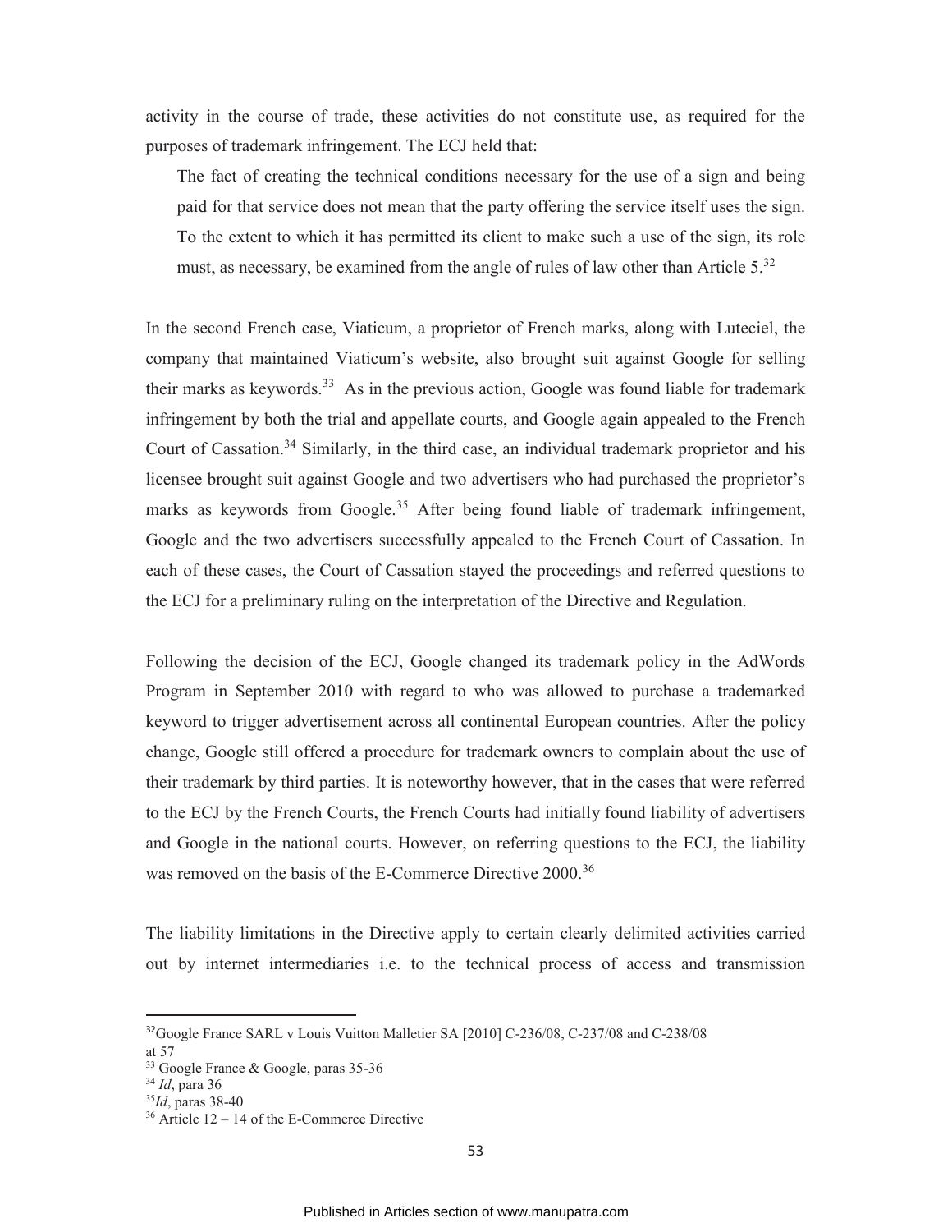activity in the course of trade, these activities do not constitute use, as required for the purposes of trademark infringement. The ECJ held that:

> The fact of creating the technical conditions necessary for the use of a sign and being paid for that service does not mean that the party offering the service itself uses the sign. To the extent to which it has permitted its client to make such a use of the sign, its role must, as necessary, be examined from the angle of rules of law other than Article 5.[32]

In the second French case, Viaticum, a proprietor of French marks, along with Luteciel, the company that maintained Viaticum's website, also brought suit against Google for selling their marks as keywords.[33] As in the previous action, Google was found liable for trademark infringement by both the trial and appellate courts, and Google again appealed to the French Court of Cassation.[34] Similarly, in the third case, an individual trademark proprietor and his licensee brought suit against Google and two advertisers who had purchased the proprietor's marks as keywords from Google.[35] After being found liable of trademark infringement, Google and the two advertisers successfully appealed to the French Court of Cassation. In each of these cases, the Court of Cassation stayed the proceedings and referred questions to the ECJ for a preliminary ruling on the interpretation of the Directive and Regulation.

Following the decision of the ECJ, Google changed its trademark policy in the AdWords Program in September 2010 with regard to who was allowed to purchase a trademarked keyword to trigger advertisement across all continental European countries. After the policy change, Google still offered a procedure for trademark owners to complain about the use of their trademark by third parties. It is noteworthy however, that in the cases that were referred to the ECJ by the French Courts, the French Courts had initially found liability of advertisers and Google in the national courts. However, on referring questions to the ECJ, the liability was removed on the basis of the E-Commerce Directive 2000.[36]

The liability limitations in the Directive apply to certain clearly delimited activities carried out by internet intermediaries i.e. to the technical process of access and transmission

---

[32] Google France SARL v Louis Vuitton Malletier SA [2010] C-236/08, C-237/08 and C-238/08 at 57

[33] Google France & Google, paras 35-36

[34] *Id*, para 36

[35] *Id*, paras 38-40

[36] Article 12 – 14 of the E-Commerce Directive

Published in Articles section of www.manupatra.com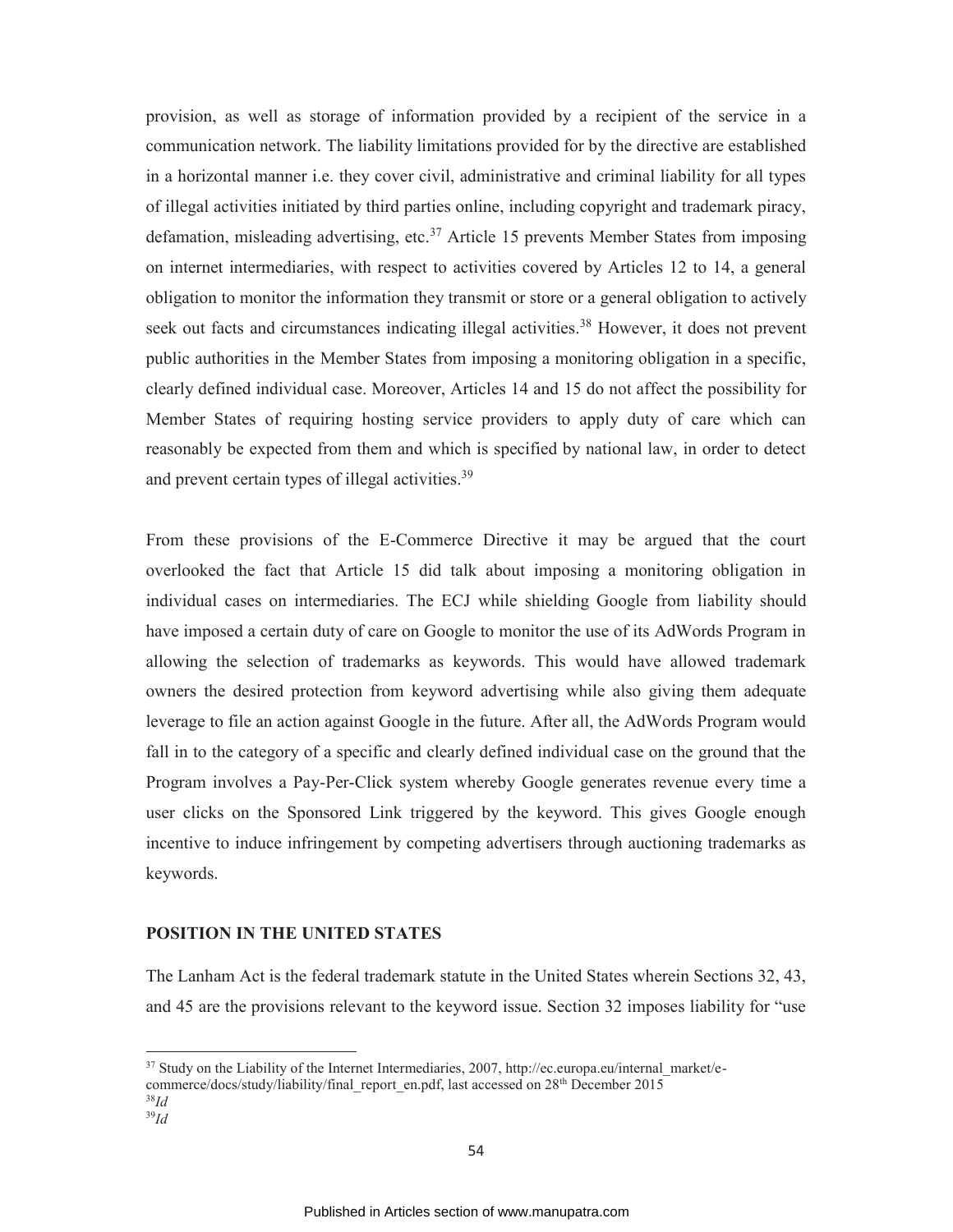provision, as well as storage of information provided by a recipient of the service in a communication network. The liability limitations provided for by the directive are established in a horizontal manner i.e. they cover civil, administrative and criminal liability for all types of illegal activities initiated by third parties online, including copyright and trademark piracy, defamation, misleading advertising, etc.[37] Article 15 prevents Member States from imposing on internet intermediaries, with respect to activities covered by Articles 12 to 14, a general obligation to monitor the information they transmit or store or a general obligation to actively seek out facts and circumstances indicating illegal activities.[38] However, it does not prevent public authorities in the Member States from imposing a monitoring obligation in a specific, clearly defined individual case. Moreover, Articles 14 and 15 do not affect the possibility for Member States of requiring hosting service providers to apply duty of care which can reasonably be expected from them and which is specified by national law, in order to detect and prevent certain types of illegal activities.[39]

From these provisions of the E-Commerce Directive it may be argued that the court overlooked the fact that Article 15 did talk about imposing a monitoring obligation in individual cases on intermediaries. The ECJ while shielding Google from liability should have imposed a certain duty of care on Google to monitor the use of its AdWords Program in allowing the selection of trademarks as keywords. This would have allowed trademark owners the desired protection from keyword advertising while also giving them adequate leverage to file an action against Google in the future. After all, the AdWords Program would fall in to the category of a specific and clearly defined individual case on the ground that the Program involves a Pay-Per-Click system whereby Google generates revenue every time a user clicks on the Sponsored Link triggered by the keyword. This gives Google enough incentive to induce infringement by competing advertisers through auctioning trademarks as keywords.

## POSITION IN THE UNITED STATES

The Lanham Act is the federal trademark statute in the United States wherein Sections 32, 43, and 45 are the provisions relevant to the keyword issue. Section 32 imposes liability for "use

---

[37] Study on the Liability of the Internet Intermediaries, 2007, http://ec.europa.eu/internal_market/e-commerce/docs/study/liability/final_report_en.pdf, last accessed on 28th December 2015

[38] *Id*

[39] *Id*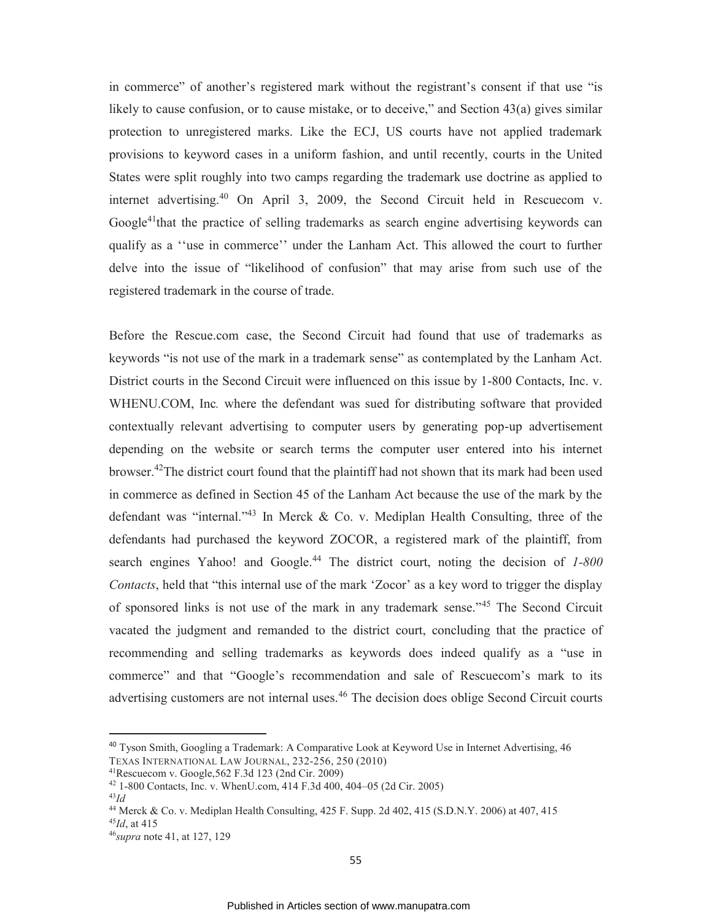in commerce" of another's registered mark without the registrant's consent if that use "is likely to cause confusion, or to cause mistake, or to deceive," and Section 43(a) gives similar protection to unregistered marks. Like the ECJ, US courts have not applied trademark provisions to keyword cases in a uniform fashion, and until recently, courts in the United States were split roughly into two camps regarding the trademark use doctrine as applied to internet advertising.[40] On April 3, 2009, the Second Circuit held in Rescuecom v. Google[41]that the practice of selling trademarks as search engine advertising keywords can qualify as a ''use in commerce'' under the Lanham Act. This allowed the court to further delve into the issue of "likelihood of confusion" that may arise from such use of the registered trademark in the course of trade.

Before the Rescue.com case, the Second Circuit had found that use of trademarks as keywords "is not use of the mark in a trademark sense" as contemplated by the Lanham Act. District courts in the Second Circuit were influenced on this issue by 1-800 Contacts, Inc. v. WHENU.COM, Inc*.* where the defendant was sued for distributing software that provided contextually relevant advertising to computer users by generating pop-up advertisement depending on the website or search terms the computer user entered into his internet browser.[42]The district court found that the plaintiff had not shown that its mark had been used in commerce as defined in Section 45 of the Lanham Act because the use of the mark by the defendant was "internal."[43] In Merck & Co. v. Mediplan Health Consulting, three of the defendants had purchased the keyword ZOCOR, a registered mark of the plaintiff, from search engines Yahoo! and Google.[44] The district court, noting the decision of *1-800 Contacts*, held that "this internal use of the mark 'Zocor' as a key word to trigger the display of sponsored links is not use of the mark in any trademark sense."[45] The Second Circuit vacated the judgment and remanded to the district court, concluding that the practice of recommending and selling trademarks as keywords does indeed qualify as a "use in commerce" and that "Google's recommendation and sale of Rescuecom's mark to its advertising customers are not internal uses.[46] The decision does oblige Second Circuit courts

---

[40] Tyson Smith, Googling a Trademark: A Comparative Look at Keyword Use in Internet Advertising, 46 TEXAS INTERNATIONAL LAW JOURNAL, 232-256, 250 (2010)

[41]Rescuecom v. Google,562 F.3d 123 (2nd Cir. 2009)

[42] 1-800 Contacts, Inc. v. WhenU.com, 414 F.3d 400, 404–05 (2d Cir. 2005)

[43]*Id*

[44] Merck & Co. v. Mediplan Health Consulting, 425 F. Supp. 2d 402, 415 (S.D.N.Y. 2006) at 407, 415

[45]*Id*, at 415

[46]*supra* note 41, at 127, 129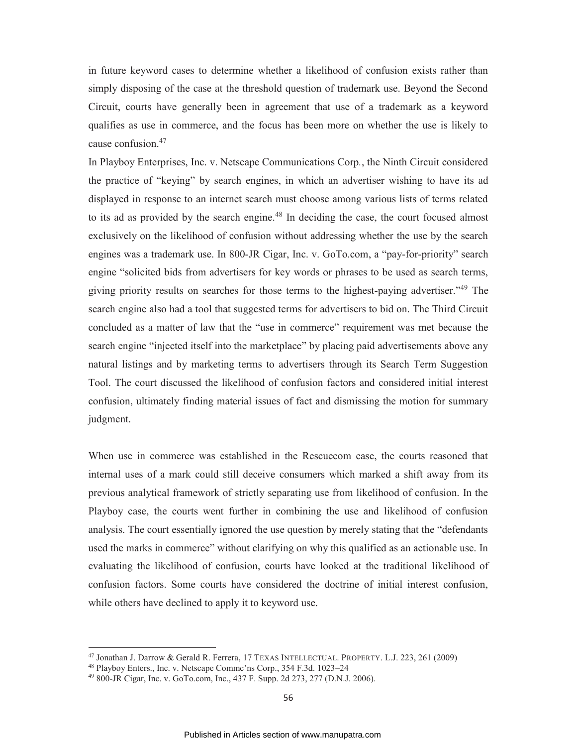in future keyword cases to determine whether a likelihood of confusion exists rather than simply disposing of the case at the threshold question of trademark use. Beyond the Second Circuit, courts have generally been in agreement that use of a trademark as a keyword qualifies as use in commerce, and the focus has been more on whether the use is likely to cause confusion.[47]

In Playboy Enterprises, Inc. v. Netscape Communications Corp., the Ninth Circuit considered the practice of "keying" by search engines, in which an advertiser wishing to have its ad displayed in response to an internet search must choose among various lists of terms related to its ad as provided by the search engine.[48] In deciding the case, the court focused almost exclusively on the likelihood of confusion without addressing whether the use by the search engines was a trademark use. In 800-JR Cigar, Inc. v. GoTo.com, a "pay-for-priority" search engine "solicited bids from advertisers for key words or phrases to be used as search terms, giving priority results on searches for those terms to the highest-paying advertiser."[49] The search engine also had a tool that suggested terms for advertisers to bid on. The Third Circuit concluded as a matter of law that the "use in commerce" requirement was met because the search engine "injected itself into the marketplace" by placing paid advertisements above any natural listings and by marketing terms to advertisers through its Search Term Suggestion Tool. The court discussed the likelihood of confusion factors and considered initial interest confusion, ultimately finding material issues of fact and dismissing the motion for summary judgment.

When use in commerce was established in the Rescuecom case, the courts reasoned that internal uses of a mark could still deceive consumers which marked a shift away from its previous analytical framework of strictly separating use from likelihood of confusion. In the Playboy case, the courts went further in combining the use and likelihood of confusion analysis. The court essentially ignored the use question by merely stating that the "defendants used the marks in commerce" without clarifying on why this qualified as an actionable use. In evaluating the likelihood of confusion, courts have looked at the traditional likelihood of confusion factors. Some courts have considered the doctrine of initial interest confusion, while others have declined to apply it to keyword use.

---

[47] Jonathan J. Darrow & Gerald R. Ferrera, 17 TEXAS INTELLECTUAL. PROPERTY. L.J. 223, 261 (2009)

[48] Playboy Enters., Inc. v. Netscape Commc'ns Corp., 354 F.3d. 1023–24

[49] 800-JR Cigar, Inc. v. GoTo.com, Inc., 437 F. Supp. 2d 273, 277 (D.N.J. 2006).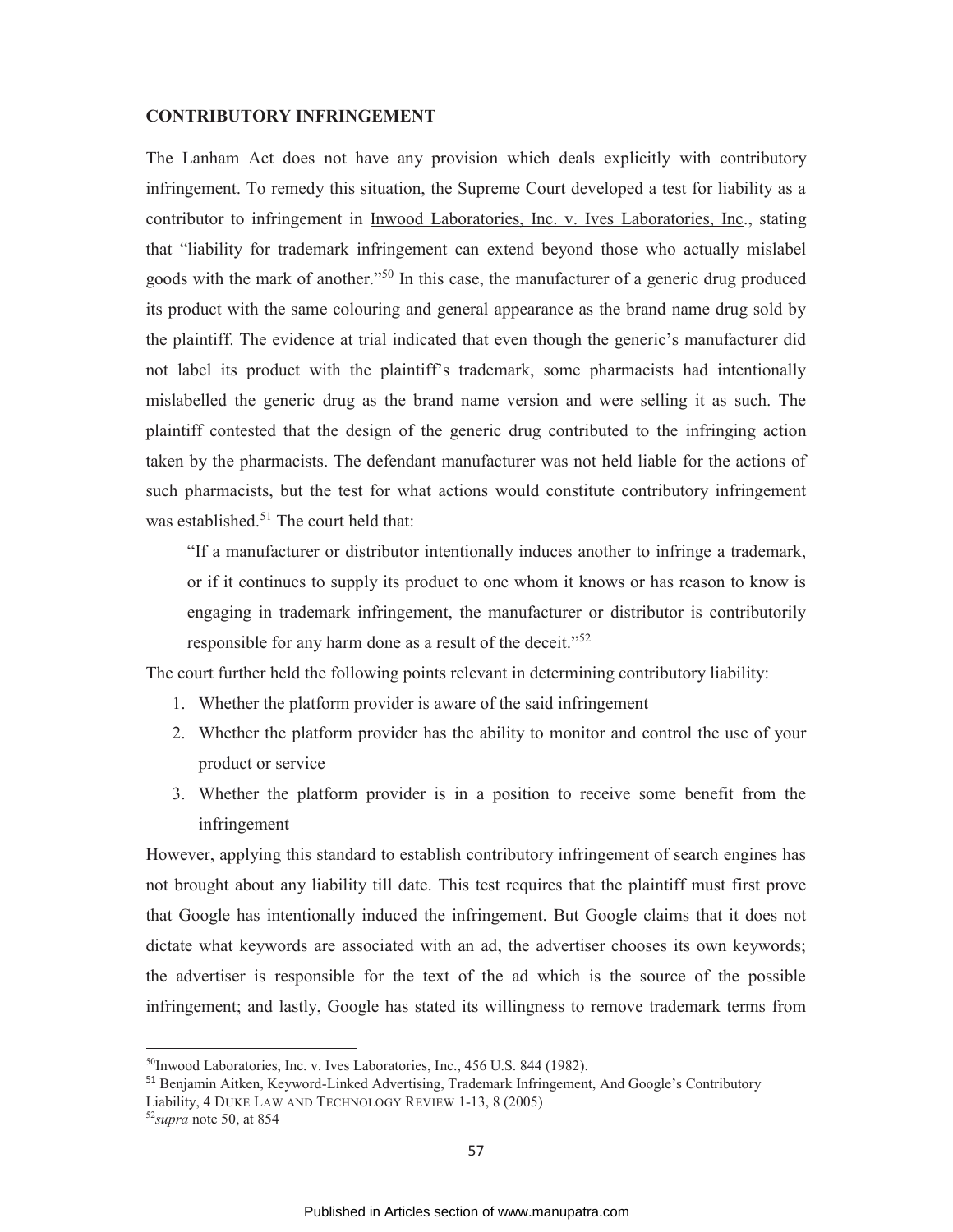**CONTRIBUTORY INFRINGEMENT**

The Lanham Act does not have any provision which deals explicitly with contributory infringement. To remedy this situation, the Supreme Court developed a test for liability as a contributor to infringement in Inwood Laboratories, Inc. v. Ives Laboratories, Inc., stating that "liability for trademark infringement can extend beyond those who actually mislabel goods with the mark of another."[50] In this case, the manufacturer of a generic drug produced its product with the same colouring and general appearance as the brand name drug sold by the plaintiff. The evidence at trial indicated that even though the generic's manufacturer did not label its product with the plaintiff's trademark, some pharmacists had intentionally mislabelled the generic drug as the brand name version and were selling it as such. The plaintiff contested that the design of the generic drug contributed to the infringing action taken by the pharmacists. The defendant manufacturer was not held liable for the actions of such pharmacists, but the test for what actions would constitute contributory infringement was established.[51] The court held that:

> "If a manufacturer or distributor intentionally induces another to infringe a trademark, or if it continues to supply its product to one whom it knows or has reason to know is engaging in trademark infringement, the manufacturer or distributor is contributorily responsible for any harm done as a result of the deceit."[52]

The court further held the following points relevant in determining contributory liability:

1. Whether the platform provider is aware of the said infringement
2. Whether the platform provider has the ability to monitor and control the use of your product or service
3. Whether the platform provider is in a position to receive some benefit from the infringement

However, applying this standard to establish contributory infringement of search engines has not brought about any liability till date. This test requires that the plaintiff must first prove that Google has intentionally induced the infringement. But Google claims that it does not dictate what keywords are associated with an ad, the advertiser chooses its own keywords; the advertiser is responsible for the text of the ad which is the source of the possible infringement; and lastly, Google has stated its willingness to remove trademark terms from

---

[50] Inwood Laboratories, Inc. v. Ives Laboratories, Inc., 456 U.S. 844 (1982).

[51] Benjamin Aitken, Keyword-Linked Advertising, Trademark Infringement, And Google's Contributory Liability, 4 DUKE LAW AND TECHNOLOGY REVIEW 1-13, 8 (2005)

[52] *supra* note 50, at 854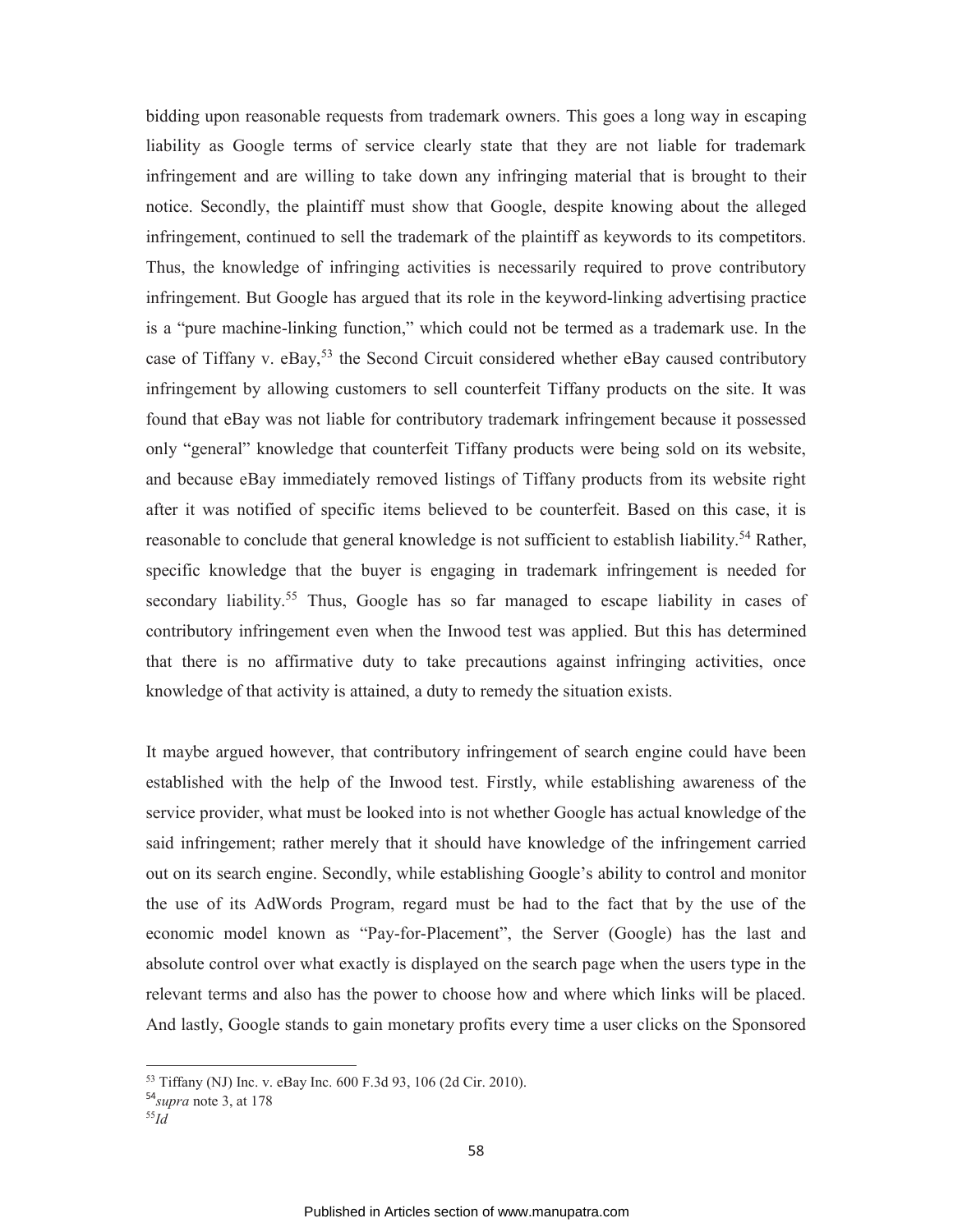bidding upon reasonable requests from trademark owners. This goes a long way in escaping liability as Google terms of service clearly state that they are not liable for trademark infringement and are willing to take down any infringing material that is brought to their notice. Secondly, the plaintiff must show that Google, despite knowing about the alleged infringement, continued to sell the trademark of the plaintiff as keywords to its competitors. Thus, the knowledge of infringing activities is necessarily required to prove contributory infringement. But Google has argued that its role in the keyword-linking advertising practice is a "pure machine-linking function," which could not be termed as a trademark use. In the case of Tiffany v. eBay,[53] the Second Circuit considered whether eBay caused contributory infringement by allowing customers to sell counterfeit Tiffany products on the site. It was found that eBay was not liable for contributory trademark infringement because it possessed only "general" knowledge that counterfeit Tiffany products were being sold on its website, and because eBay immediately removed listings of Tiffany products from its website right after it was notified of specific items believed to be counterfeit. Based on this case, it is reasonable to conclude that general knowledge is not sufficient to establish liability.[54] Rather, specific knowledge that the buyer is engaging in trademark infringement is needed for secondary liability.[55] Thus, Google has so far managed to escape liability in cases of contributory infringement even when the Inwood test was applied. But this has determined that there is no affirmative duty to take precautions against infringing activities, once knowledge of that activity is attained, a duty to remedy the situation exists.

It maybe argued however, that contributory infringement of search engine could have been established with the help of the Inwood test. Firstly, while establishing awareness of the service provider, what must be looked into is not whether Google has actual knowledge of the said infringement; rather merely that it should have knowledge of the infringement carried out on its search engine. Secondly, while establishing Google's ability to control and monitor the use of its AdWords Program, regard must be had to the fact that by the use of the economic model known as "Pay-for-Placement", the Server (Google) has the last and absolute control over what exactly is displayed on the search page when the users type in the relevant terms and also has the power to choose how and where which links will be placed. And lastly, Google stands to gain monetary profits every time a user clicks on the Sponsored

---

[53] Tiffany (NJ) Inc. v. eBay Inc. 600 F.3d 93, 106 (2d Cir. 2010).

[54] *supra* note 3, at 178

[55] *Id*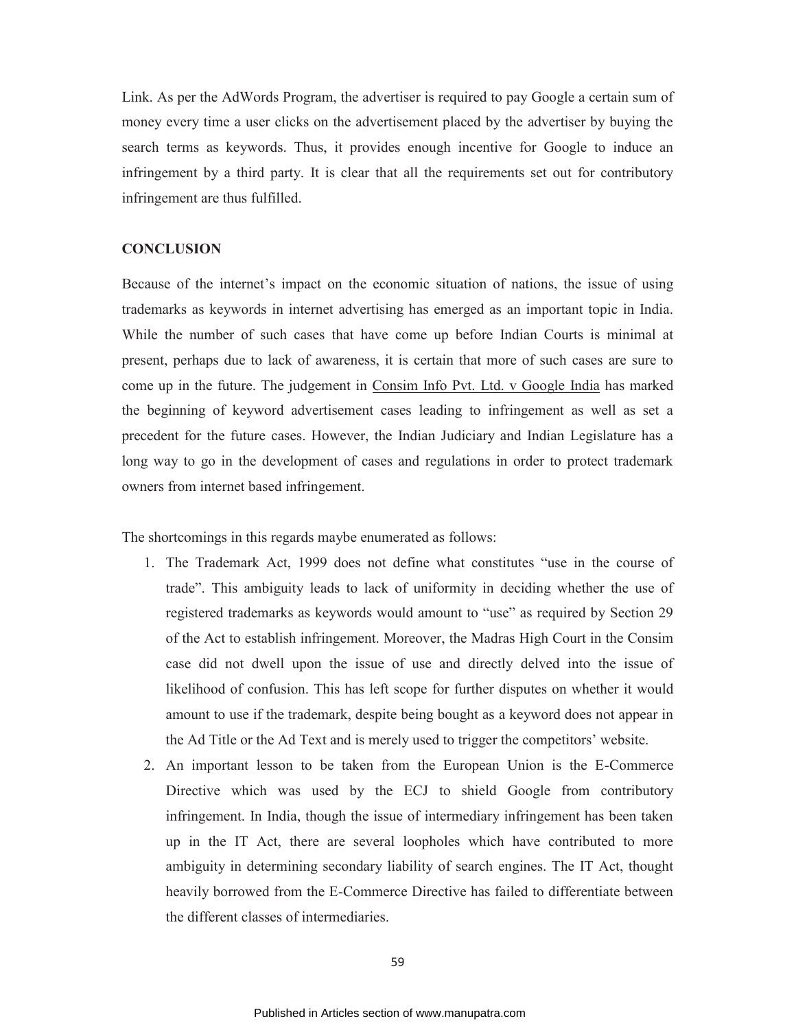Link. As per the AdWords Program, the advertiser is required to pay Google a certain sum of money every time a user clicks on the advertisement placed by the advertiser by buying the search terms as keywords. Thus, it provides enough incentive for Google to induce an infringement by a third party. It is clear that all the requirements set out for contributory infringement are thus fulfilled.

## CONCLUSION

Because of the internet's impact on the economic situation of nations, the issue of using trademarks as keywords in internet advertising has emerged as an important topic in India. While the number of such cases that have come up before Indian Courts is minimal at present, perhaps due to lack of awareness, it is certain that more of such cases are sure to come up in the future. The judgement in Consim Info Pvt. Ltd. v Google India has marked the beginning of keyword advertisement cases leading to infringement as well as set a precedent for the future cases. However, the Indian Judiciary and Indian Legislature has a long way to go in the development of cases and regulations in order to protect trademark owners from internet based infringement.

The shortcomings in this regards maybe enumerated as follows:

1. The Trademark Act, 1999 does not define what constitutes "use in the course of trade". This ambiguity leads to lack of uniformity in deciding whether the use of registered trademarks as keywords would amount to "use" as required by Section 29 of the Act to establish infringement. Moreover, the Madras High Court in the Consim case did not dwell upon the issue of use and directly delved into the issue of likelihood of confusion. This has left scope for further disputes on whether it would amount to use if the trademark, despite being bought as a keyword does not appear in the Ad Title or the Ad Text and is merely used to trigger the competitors' website.
2. An important lesson to be taken from the European Union is the E-Commerce Directive which was used by the ECJ to shield Google from contributory infringement. In India, though the issue of intermediary infringement has been taken up in the IT Act, there are several loopholes which have contributed to more ambiguity in determining secondary liability of search engines. The IT Act, thought heavily borrowed from the E-Commerce Directive has failed to differentiate between the different classes of intermediaries.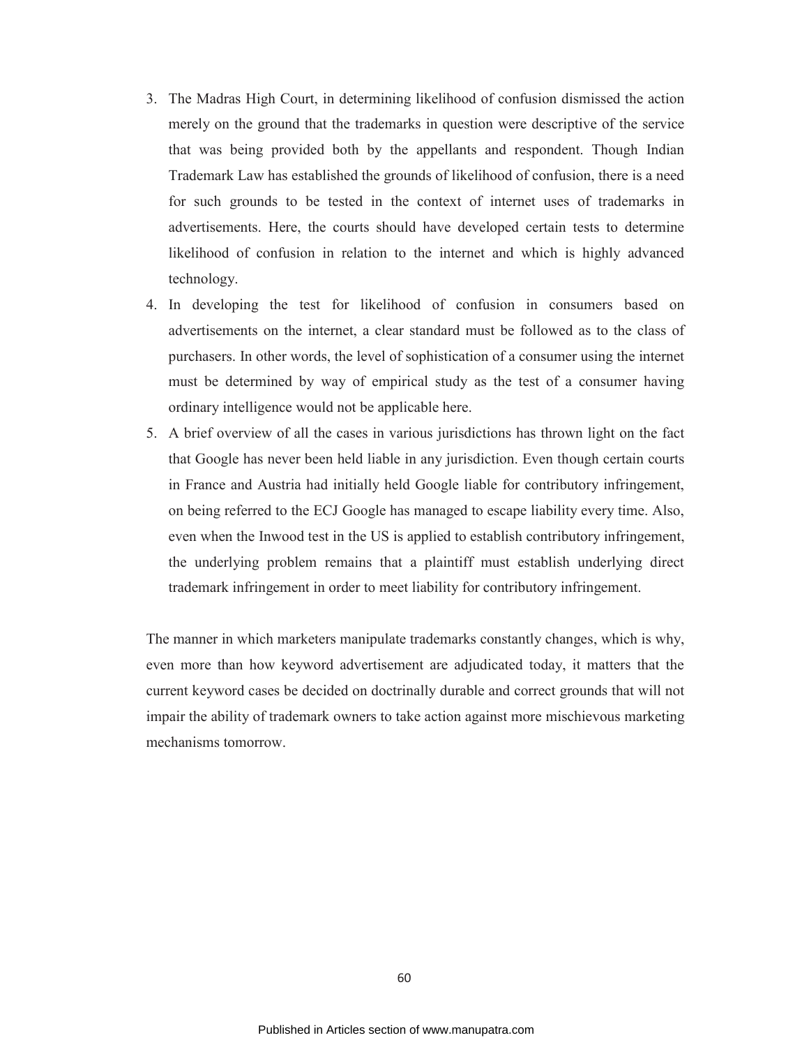3. The Madras High Court, in determining likelihood of confusion dismissed the action merely on the ground that the trademarks in question were descriptive of the service that was being provided both by the appellants and respondent. Though Indian Trademark Law has established the grounds of likelihood of confusion, there is a need for such grounds to be tested in the context of internet uses of trademarks in advertisements. Here, the courts should have developed certain tests to determine likelihood of confusion in relation to the internet and which is highly advanced technology.
4. In developing the test for likelihood of confusion in consumers based on advertisements on the internet, a clear standard must be followed as to the class of purchasers. In other words, the level of sophistication of a consumer using the internet must be determined by way of empirical study as the test of a consumer having ordinary intelligence would not be applicable here.
5. A brief overview of all the cases in various jurisdictions has thrown light on the fact that Google has never been held liable in any jurisdiction. Even though certain courts in France and Austria had initially held Google liable for contributory infringement, on being referred to the ECJ Google has managed to escape liability every time. Also, even when the Inwood test in the US is applied to establish contributory infringement, the underlying problem remains that a plaintiff must establish underlying direct trademark infringement in order to meet liability for contributory infringement.

The manner in which marketers manipulate trademarks constantly changes, which is why, even more than how keyword advertisement are adjudicated today, it matters that the current keyword cases be decided on doctrinally durable and correct grounds that will not impair the ability of trademark owners to take action against more mischievous marketing mechanisms tomorrow.